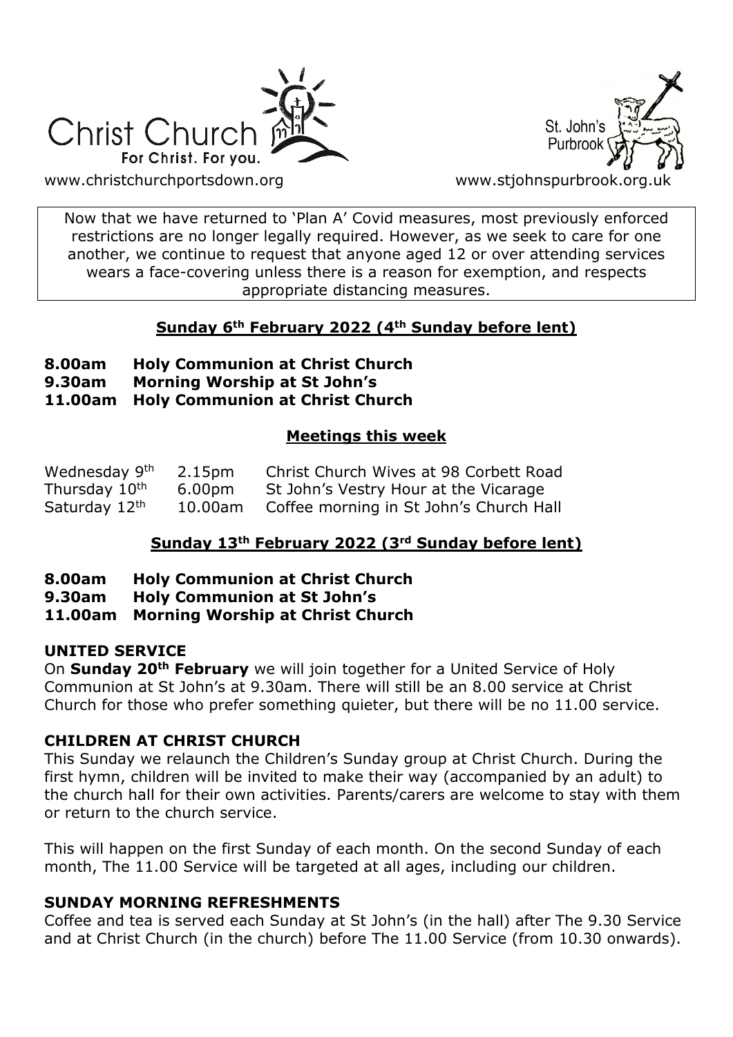Christ Church
For Christ. For you.

www.christchurchportsdown.org

St. John's
Purbrook

www.stjohnspurbrook.org.uk

Now that we have returned to 'Plan A' Covid measures, most previously enforced restrictions are no longer legally required. However, as we seek to care for one another, we continue to request that anyone aged 12 or over attending services wears a face-covering unless there is a reason for exemption, and respects appropriate distancing measures.

## Sunday 6th February 2022 (4th Sunday before lent)

**8.00am Holy Communion at Christ Church**
**9.30am Morning Worship at St John's**
**11.00am Holy Communion at Christ Church**

### Meetings this week

| | | |
|---|---|---|
| Wednesday 9th | 2.15pm | Christ Church Wives at 98 Corbett Road |
| Thursday 10th | 6.00pm | St John's Vestry Hour at the Vicarage |
| Saturday 12th | 10.00am | Coffee morning in St John's Church Hall |

## Sunday 13th February 2022 (3rd Sunday before lent)

**8.00am Holy Communion at Christ Church**
**9.30am Holy Communion at St John's**
**11.00am Morning Worship at Christ Church**

### UNITED SERVICE

On **Sunday 20th February** we will join together for a United Service of Holy Communion at St John's at 9.30am. There will still be an 8.00 service at Christ Church for those who prefer something quieter, but there will be no 11.00 service.

### CHILDREN AT CHRIST CHURCH

This Sunday we relaunch the Children's Sunday group at Christ Church. During the first hymn, children will be invited to make their way (accompanied by an adult) to the church hall for their own activities. Parents/carers are welcome to stay with them or return to the church service.

This will happen on the first Sunday of each month. On the second Sunday of each month, The 11.00 Service will be targeted at all ages, including our children.

### SUNDAY MORNING REFRESHMENTS

Coffee and tea is served each Sunday at St John's (in the hall) after The 9.30 Service and at Christ Church (in the church) before The 11.00 Service (from 10.30 onwards).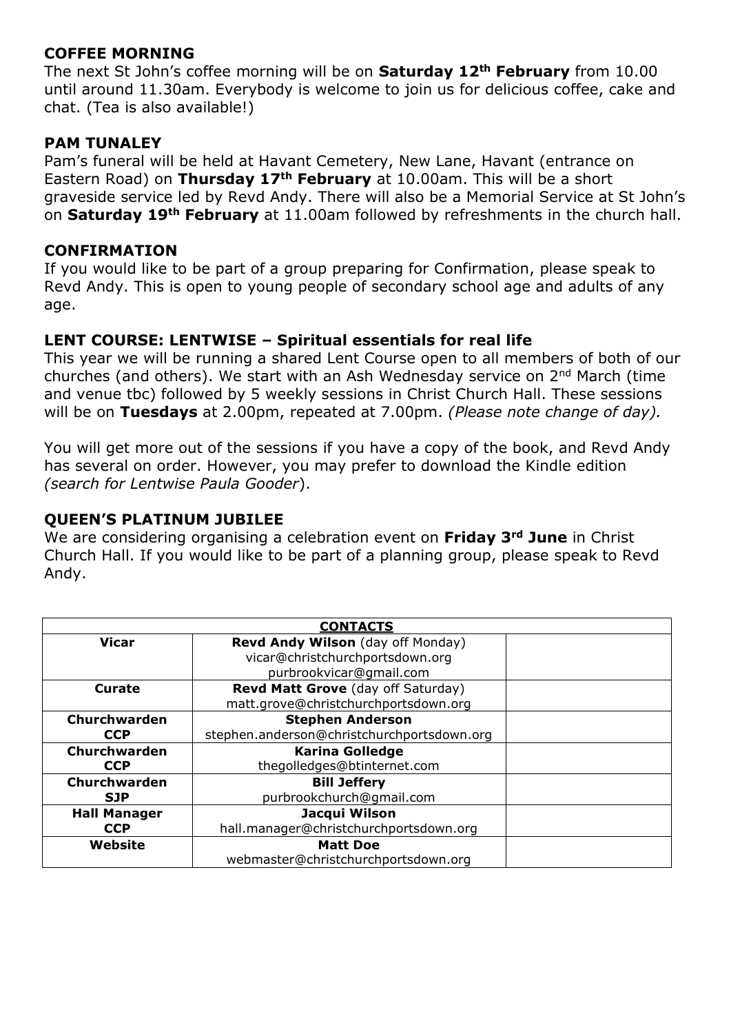## COFFEE MORNING

The next St John's coffee morning will be on **Saturday 12th February** from 10.00 until around 11.30am. Everybody is welcome to join us for delicious coffee, cake and chat. (Tea is also available!)

## PAM TUNALEY

Pam's funeral will be held at Havant Cemetery, New Lane, Havant (entrance on Eastern Road) on **Thursday 17th February** at 10.00am. This will be a short graveside service led by Revd Andy. There will also be a Memorial Service at St John's on **Saturday 19th February** at 11.00am followed by refreshments in the church hall.

## CONFIRMATION

If you would like to be part of a group preparing for Confirmation, please speak to Revd Andy. This is open to young people of secondary school age and adults of any age.

## LENT COURSE: LENTWISE – Spiritual essentials for real life

This year we will be running a shared Lent Course open to all members of both of our churches (and others). We start with an Ash Wednesday service on 2nd March (time and venue tbc) followed by 5 weekly sessions in Christ Church Hall. These sessions will be on **Tuesdays** at 2.00pm, repeated at 7.00pm. *(Please note change of day).*

You will get more out of the sessions if you have a copy of the book, and Revd Andy has several on order. However, you may prefer to download the Kindle edition *(search for Lentwise Paula Gooder*).

## QUEEN'S PLATINUM JUBILEE

We are considering organising a celebration event on **Friday 3rd June** in Christ Church Hall. If you would like to be part of a planning group, please speak to Revd Andy.

| **CONTACTS** | | |
|---|---|---|
| **Vicar** | **Revd Andy Wilson** (day off Monday)<br>vicar@christchurchportsdown.org<br>purbrookvicar@gmail.com | |
| **Curate** | **Revd Matt Grove** (day off Saturday)<br>matt.grove@christchurchportsdown.org | |
| **Churchwarden CCP** | **Stephen Anderson**<br>stephen.anderson@christchurchportsdown.org | |
| **Churchwarden CCP** | **Karina Golledge**<br>thegolledges@btinternet.com | |
| **Churchwarden SJP** | **Bill Jeffery**<br>purbrookchurch@gmail.com | |
| **Hall Manager CCP** | **Jacqui Wilson**<br>hall.manager@christchurchportsdown.org | |
| **Website** | **Matt Doe**<br>webmaster@christchurchportsdown.org | |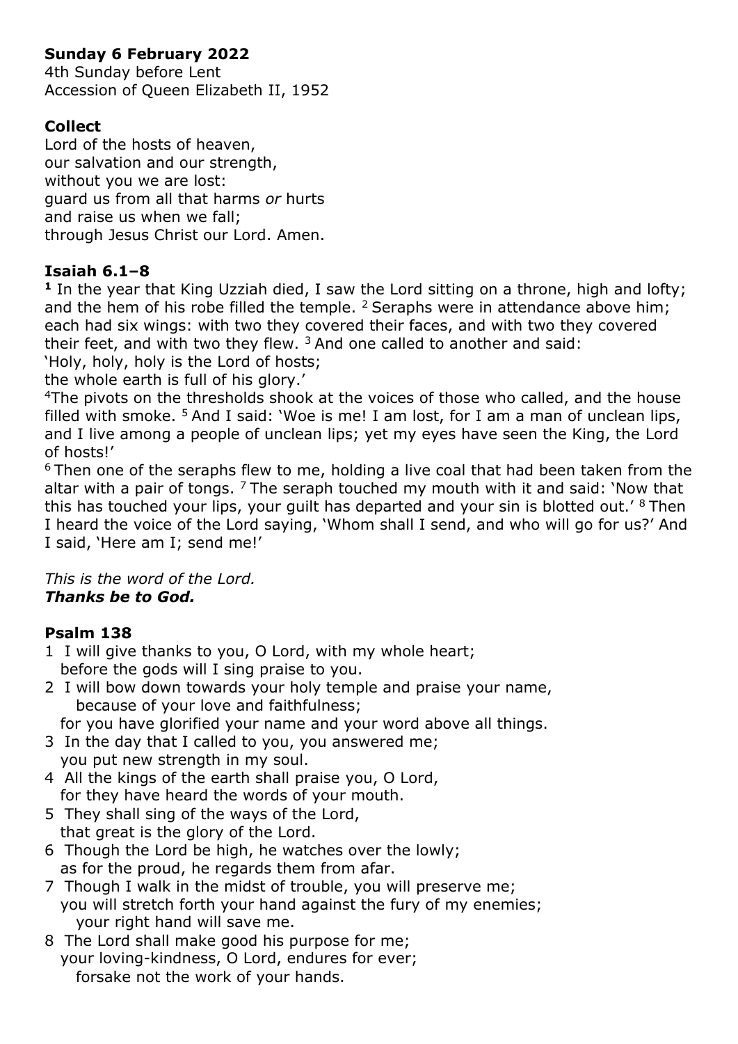**Sunday 6 February 2022**
4th Sunday before Lent
Accession of Queen Elizabeth II, 1952

**Collect**
Lord of the hosts of heaven,
our salvation and our strength,
without you we are lost:
guard us from all that harms *or* hurts
and raise us when we fall;
through Jesus Christ our Lord. Amen.

**Isaiah 6.1–8**
**1** In the year that King Uzziah died, I saw the Lord sitting on a throne, high and lofty; and the hem of his robe filled the temple. 2 Seraphs were in attendance above him; each had six wings: with two they covered their faces, and with two they covered their feet, and with two they flew. 3 And one called to another and said:
'Holy, holy, holy is the Lord of hosts;
the whole earth is full of his glory.'
4 The pivots on the thresholds shook at the voices of those who called, and the house filled with smoke. 5 And I said: 'Woe is me! I am lost, for I am a man of unclean lips, and I live among a people of unclean lips; yet my eyes have seen the King, the Lord of hosts!'
6 Then one of the seraphs flew to me, holding a live coal that had been taken from the altar with a pair of tongs. 7 The seraph touched my mouth with it and said: 'Now that this has touched your lips, your guilt has departed and your sin is blotted out.' 8 Then I heard the voice of the Lord saying, 'Whom shall I send, and who will go for us?' And I said, 'Here am I; send me!'

*This is the word of the Lord.*
***Thanks be to God.***

**Psalm 138**
1 I will give thanks to you, O Lord, with my whole heart;
before the gods will I sing praise to you.
2 I will bow down towards your holy temple and praise your name,
because of your love and faithfulness;
for you have glorified your name and your word above all things.
3 In the day that I called to you, you answered me;
you put new strength in my soul.
4 All the kings of the earth shall praise you, O Lord,
for they have heard the words of your mouth.
5 They shall sing of the ways of the Lord,
that great is the glory of the Lord.
6 Though the Lord be high, he watches over the lowly;
as for the proud, he regards them from afar.
7 Though I walk in the midst of trouble, you will preserve me;
you will stretch forth your hand against the fury of my enemies;
your right hand will save me.
8 The Lord shall make good his purpose for me;
your loving-kindness, O Lord, endures for ever;
forsake not the work of your hands.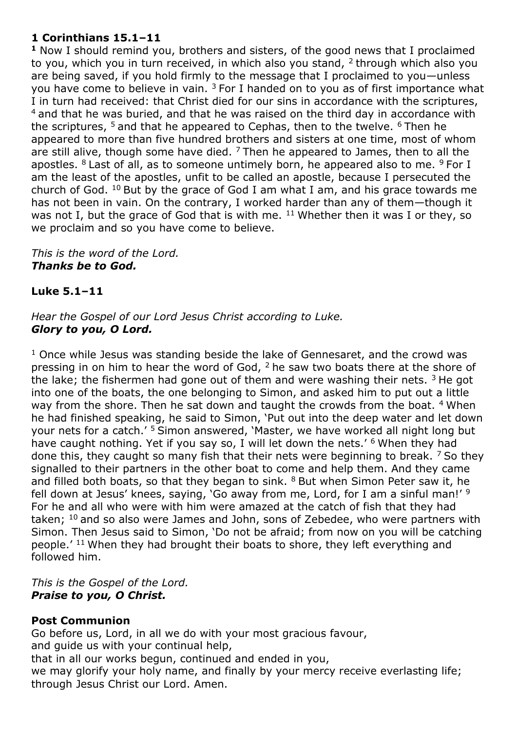**1 Corinthians 15.1–11**

**1** Now I should remind you, brothers and sisters, of the good news that I proclaimed to you, which you in turn received, in which also you stand, 2 through which also you are being saved, if you hold firmly to the message that I proclaimed to you—unless you have come to believe in vain. 3 For I handed on to you as of first importance what I in turn had received: that Christ died for our sins in accordance with the scriptures, 4 and that he was buried, and that he was raised on the third day in accordance with the scriptures, 5 and that he appeared to Cephas, then to the twelve. 6 Then he appeared to more than five hundred brothers and sisters at one time, most of whom are still alive, though some have died. 7 Then he appeared to James, then to all the apostles. 8 Last of all, as to someone untimely born, he appeared also to me. 9 For I am the least of the apostles, unfit to be called an apostle, because I persecuted the church of God. 10 But by the grace of God I am what I am, and his grace towards me has not been in vain. On the contrary, I worked harder than any of them—though it was not I, but the grace of God that is with me. 11 Whether then it was I or they, so we proclaim and so you have come to believe.

*This is the word of the Lord.*
***Thanks be to God.***

**Luke 5.1–11**

*Hear the Gospel of our Lord Jesus Christ according to Luke.*
***Glory to you, O Lord.***

1 Once while Jesus was standing beside the lake of Gennesaret, and the crowd was pressing in on him to hear the word of God, 2 he saw two boats there at the shore of the lake; the fishermen had gone out of them and were washing their nets. 3 He got into one of the boats, the one belonging to Simon, and asked him to put out a little way from the shore. Then he sat down and taught the crowds from the boat. 4 When he had finished speaking, he said to Simon, 'Put out into the deep water and let down your nets for a catch.' 5 Simon answered, 'Master, we have worked all night long but have caught nothing. Yet if you say so, I will let down the nets.' 6 When they had done this, they caught so many fish that their nets were beginning to break. 7 So they signalled to their partners in the other boat to come and help them. And they came and filled both boats, so that they began to sink. 8 But when Simon Peter saw it, he fell down at Jesus' knees, saying, 'Go away from me, Lord, for I am a sinful man!' 9 For he and all who were with him were amazed at the catch of fish that they had taken; 10 and so also were James and John, sons of Zebedee, who were partners with Simon. Then Jesus said to Simon, 'Do not be afraid; from now on you will be catching people.' 11 When they had brought their boats to shore, they left everything and followed him.

*This is the Gospel of the Lord.*
***Praise to you, O Christ.***

**Post Communion**

Go before us, Lord, in all we do with your most gracious favour,
and guide us with your continual help,
that in all our works begun, continued and ended in you,
we may glorify your holy name, and finally by your mercy receive everlasting life;
through Jesus Christ our Lord. Amen.